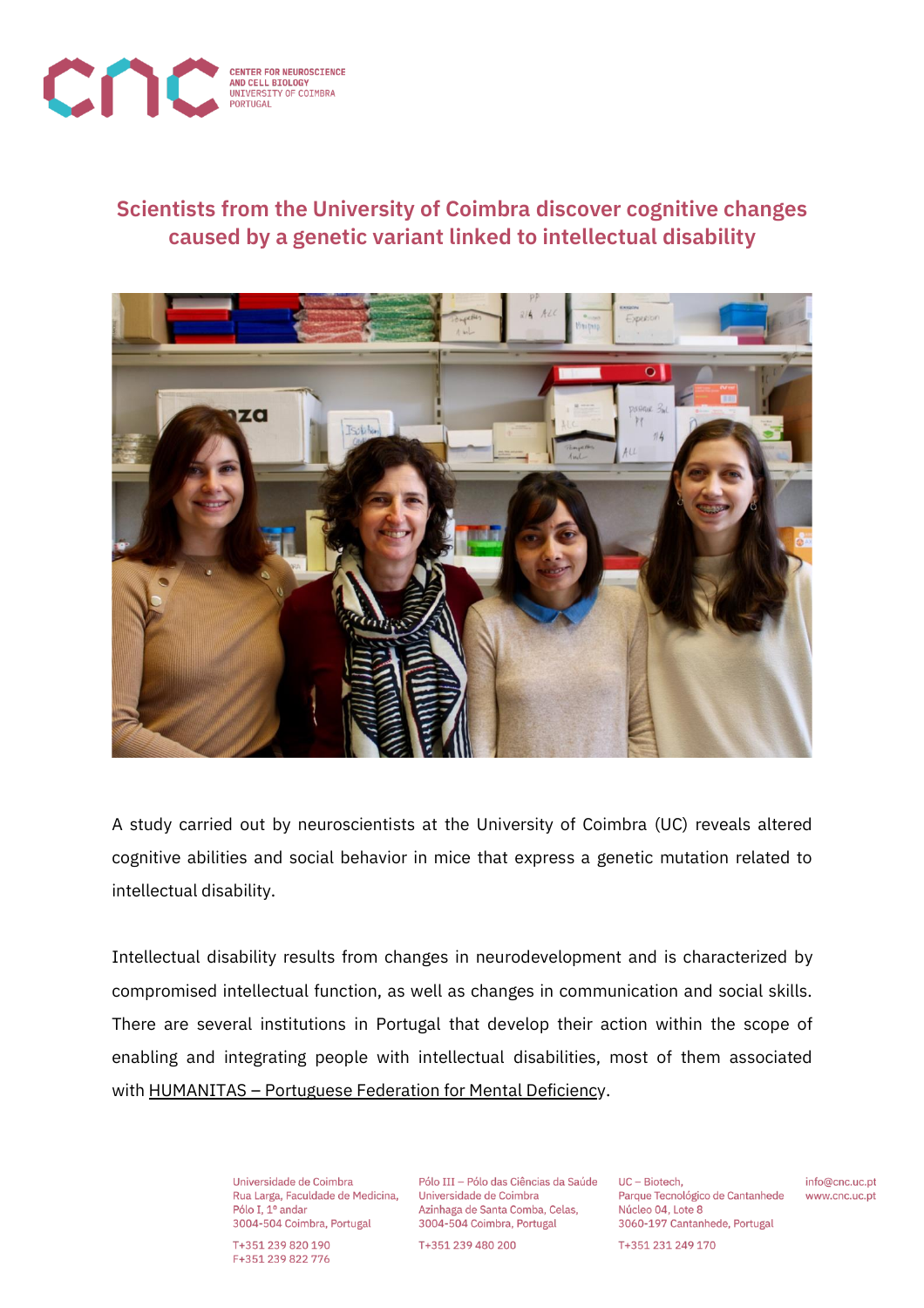# Scientists from the University of Coimbra discover cognitive changes caused by a genetic variant linked to intellectual disability

A study carried out by neuroscientists at the University of Coimbra (UC) reveals altered cognitive abilities and social behavior in mice that express a genetic mutation related to intellectual disability.

Intellectual disability results from changes in neurodevelopment and is characterized by compromised intellectual function, as well as changes in communication and social skills. There are several institutions in Portugal that develop their action within the scope of enabling and integrating people with intellectual disabilities, most of them associated with HUMANITAS – Portuguese Federation for Mental Deficiency.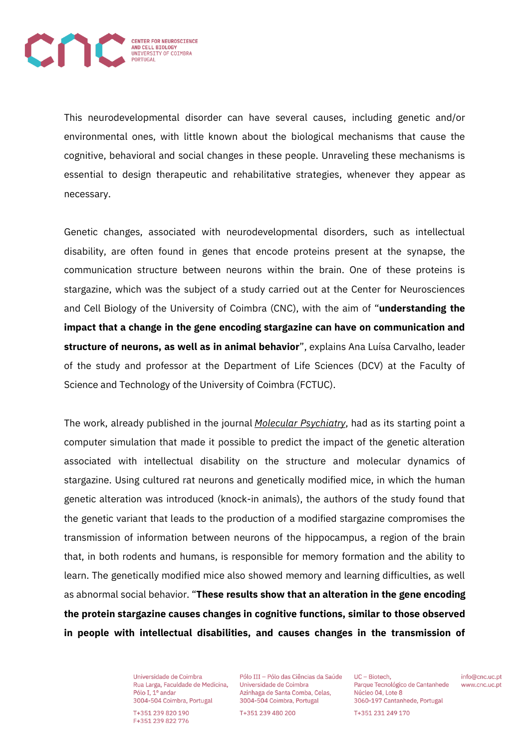This neurodevelopmental disorder can have several causes, including genetic and/or environmental ones, with little known about the biological mechanisms that cause the cognitive, behavioral and social changes in these people. Unraveling these mechanisms is essential to design therapeutic and rehabilitative strategies, whenever they appear as necessary.

Genetic changes, associated with neurodevelopmental disorders, such as intellectual disability, are often found in genes that encode proteins present at the synapse, the communication structure between neurons within the brain. One of these proteins is stargazine, which was the subject of a study carried out at the Center for Neurosciences and Cell Biology of the University of Coimbra (CNC), with the aim of "**understanding the impact that a change in the gene encoding stargazine can have on communication and structure of neurons, as well as in animal behavior**", explains Ana Luísa Carvalho, leader of the study and professor at the Department of Life Sciences (DCV) at the Faculty of Science and Technology of the University of Coimbra (FCTUC).

The work, already published in the journal *Molecular Psychiatry*, had as its starting point a computer simulation that made it possible to predict the impact of the genetic alteration associated with intellectual disability on the structure and molecular dynamics of stargazine. Using cultured rat neurons and genetically modified mice, in which the human genetic alteration was introduced (knock-in animals), the authors of the study found that the genetic variant that leads to the production of a modified stargazine compromises the transmission of information between neurons of the hippocampus, a region of the brain that, in both rodents and humans, is responsible for memory formation and the ability to learn. The genetically modified mice also showed memory and learning difficulties, as well as abnormal social behavior. "**These results show that an alteration in the gene encoding the protein stargazine causes changes in cognitive functions, similar to those observed in people with intellectual disabilities, and causes changes in the transmission of**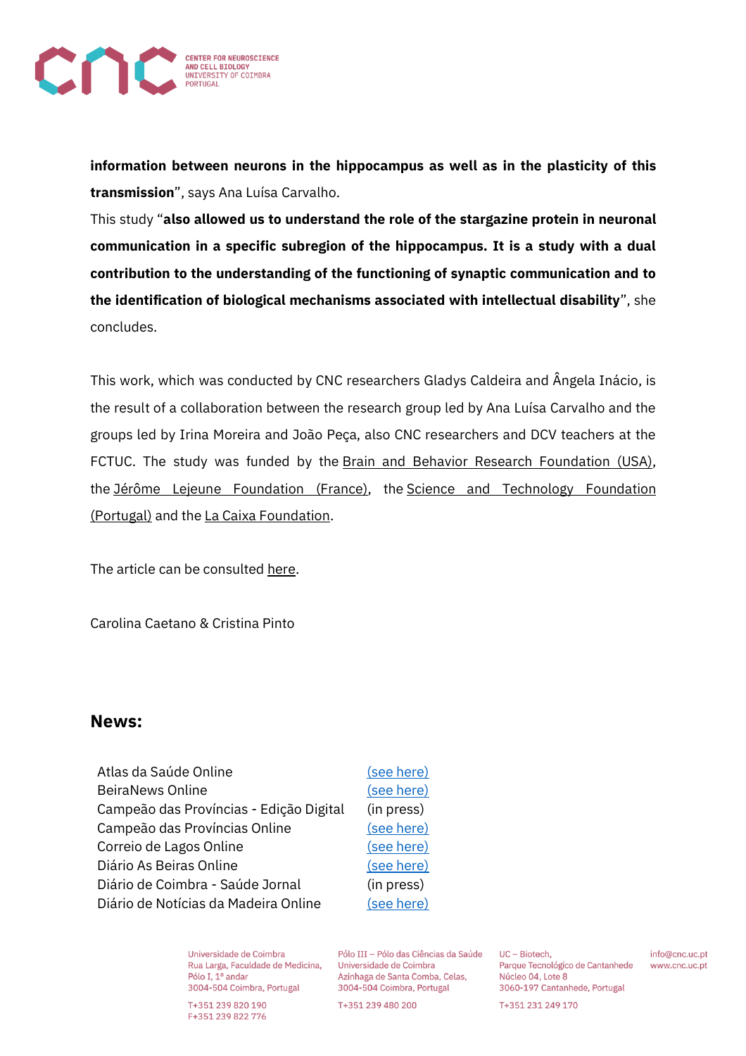**information between neurons in the hippocampus as well as in the plasticity of this transmission**", says Ana Luísa Carvalho.

This study "**also allowed us to understand the role of the stargazine protein in neuronal communication in a specific subregion of the hippocampus. It is a study with a dual contribution to the understanding of the functioning of synaptic communication and to the identification of biological mechanisms associated with intellectual disability**", she concludes.

This work, which was conducted by CNC researchers Gladys Caldeira and Ângela Inácio, is the result of a collaboration between the research group led by Ana Luísa Carvalho and the groups led by Irina Moreira and João Peça, also CNC researchers and DCV teachers at the FCTUC. The study was funded by the Brain and Behavior Research Foundation (USA), the Jérôme Lejeune Foundation (France), the Science and Technology Foundation (Portugal) and the La Caixa Foundation.

The article can be consulted here.

Carolina Caetano & Cristina Pinto

## News:

| | |
|---|---|
| Atlas da Saúde Online | (see here) |
| BeiraNews Online | (see here) |
| Campeão das Províncias - Edição Digital | (in press) |
| Campeão das Províncias Online | (see here) |
| Correio de Lagos Online | (see here) |
| Diário As Beiras Online | (see here) |
| Diário de Coimbra - Saúde Jornal | (in press) |
| Diário de Notícias da Madeira Online | (see here) |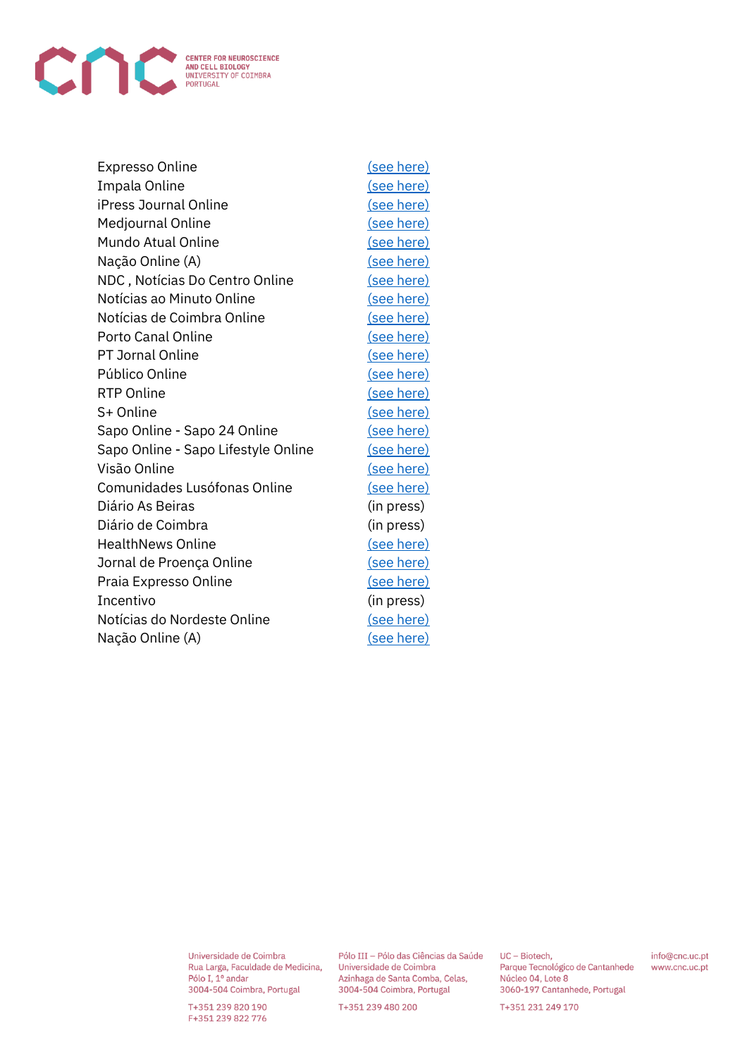| | |
|---|---|
| Expresso Online | (see here) |
| Impala Online | (see here) |
| iPress Journal Online | (see here) |
| Medjournal Online | (see here) |
| Mundo Atual Online | (see here) |
| Nação Online (A) | (see here) |
| NDC , Notícias Do Centro Online | (see here) |
| Notícias ao Minuto Online | (see here) |
| Notícias de Coimbra Online | (see here) |
| Porto Canal Online | (see here) |
| PT Jornal Online | (see here) |
| Público Online | (see here) |
| RTP Online | (see here) |
| S+ Online | (see here) |
| Sapo Online - Sapo 24 Online | (see here) |
| Sapo Online - Sapo Lifestyle Online | (see here) |
| Visão Online | (see here) |
| Comunidades Lusófonas Online | (see here) |
| Diário As Beiras | (in press) |
| Diário de Coimbra | (in press) |
| HealthNews Online | (see here) |
| Jornal de Proença Online | (see here) |
| Praia Expresso Online | (see here) |
| Incentivo | (in press) |
| Notícias do Nordeste Online | (see here) |
| Nação Online (A) | (see here) |